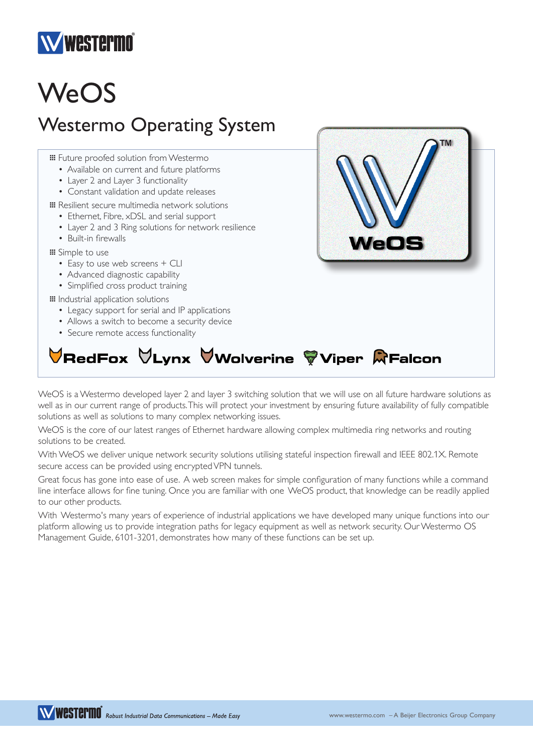# WeOS

## Westermo Operating System

- Future proofed solution from Westermo
  - Available on current and future platforms
  - Layer 2 and Layer 3 functionality
  - Constant validation and update releases
- Resilient secure multimedia network solutions
  - Ethernet, Fibre, xDSL and serial support
  - Layer 2 and 3 Ring solutions for network resilience
  - Built-in firewalls
- Simple to use
  - Easy to use web screens + CLI
  - Advanced diagnostic capability
  - Simplified cross product training
- Industrial application solutions
  - Legacy support for serial and IP applications
  - Allows a switch to become a security device
  - Secure remote access functionality

**RedFox Lynx Wolverine Viper Falcon**

WeOS is a Westermo developed layer 2 and layer 3 switching solution that we will use on all future hardware solutions as well as in our current range of products. This will protect your investment by ensuring future availability of fully compatible solutions as well as solutions to many complex networking issues.

WeOS is the core of our latest ranges of Ethernet hardware allowing complex multimedia ring networks and routing solutions to be created.

With WeOS we deliver unique network security solutions utilising stateful inspection firewall and IEEE 802.1X. Remote secure access can be provided using encrypted VPN tunnels.

Great focus has gone into ease of use. A web screen makes for simple configuration of many functions while a command line interface allows for fine tuning. Once you are familiar with one WeOS product, that knowledge can be readily applied to our other products.

With Westermo's many years of experience of industrial applications we have developed many unique functions into our platform allowing us to provide integration paths for legacy equipment as well as network security. Our Westermo OS Management Guide, 6101-3201, demonstrates how many of these functions can be set up.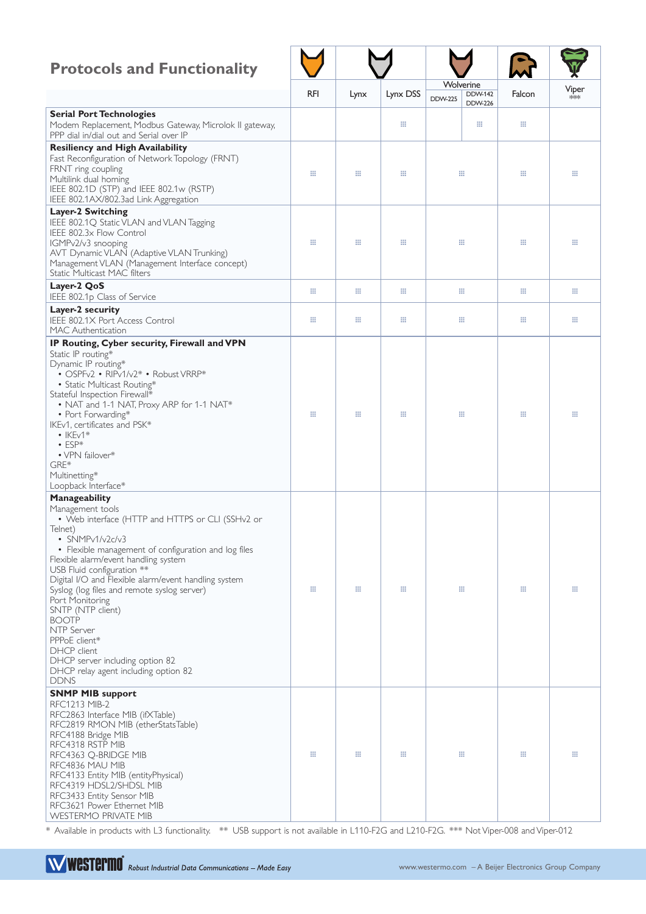## Protocols and Functionality

| Protocols and Functionality | RFI | Lynx | Lynx DSS | Wolverine | | Falcon | Viper *** |
|---|---|---|---|---|---|---|---|
| | | | | DDW-225 | DDW-142<br>DDW-226 | | |
| **Serial Port Technologies**<br>Modem Replacement, Modbus Gateway, Microlok II gateway, PPP dial in/dial out and Serial over IP | | | ■ | | ■ | ■ | |
| **Resiliency and High Availability**<br>Fast Reconfiguration of Network Topology (FRNT)<br>FRNT ring coupling<br>Multilink dual homing<br>IEEE 802.1D (STP) and IEEE 802.1w (RSTP)<br>IEEE 802.1AX/802.3ad Link Aggregation | ■ | ■ | ■ | ■ | ■ | ■ | ■ |
| **Layer-2 Switching**<br>IEEE 802.1Q Static VLAN and VLAN Tagging<br>IEEE 802.3x Flow Control<br>IGMPv2/v3 snooping<br>AVT Dynamic VLAN (Adaptive VLAN Trunking)<br>Management VLAN (Management Interface concept)<br>Static Multicast MAC filters | ■ | ■ | ■ | ■ | ■ | ■ | ■ |
| **Layer-2 QoS**<br>IEEE 802.1p Class of Service | ■ | ■ | ■ | ■ | ■ | ■ | ■ |
| **Layer-2 security**<br>IEEE 802.1X Port Access Control<br>MAC Authentication | ■ | ■ | ■ | ■ | ■ | ■ | ■ |
| **IP Routing, Cyber security, Firewall and VPN**<br>Static IP routing*<br>Dynamic IP routing*<br>• OSPFv2 • RIPv1/v2* • Robust VRRP*<br>• Static Multicast Routing*<br>Stateful Inspection Firewall*<br>• NAT and 1-1 NAT, Proxy ARP for 1-1 NAT*<br>• Port Forwarding*<br>IKEv1, certificates and PSK*<br>• IKEv1*<br>• ESP*<br>• VPN failover*<br>GRE*<br>Multinetting*<br>Loopback Interface* | ■ | ■ | ■ | ■ | ■ | ■ | ■ |
| **Manageability**<br>Management tools<br>• Web interface (HTTP and HTTPS or CLI (SSHv2 or Telnet)<br>• SNMPv1/v2c/v3<br>• Flexible management of configuration and log files<br>Flexible alarm/event handling system<br>USB Fluid configuration **<br>Digital I/O and Flexible alarm/event handling system<br>Syslog (log files and remote syslog server)<br>Port Monitoring<br>SNTP (NTP client)<br>BOOTP<br>NTP Server<br>PPPoE client*<br>DHCP client<br>DHCP server including option 82<br>DHCP relay agent including option 82<br>DDNS | ■ | ■ | ■ | ■ | ■ | ■ | ■ |
| **SNMP MIB support**<br>RFC1213 MIB-2<br>RFC2863 Interface MIB (ifXTable)<br>RFC2819 RMON MIB (etherStatsTable)<br>RFC4188 Bridge MIB<br>RFC4318 RSTP MIB<br>RFC4363 Q-BRIDGE MIB<br>RFC4836 MAU MIB<br>RFC4133 Entity MIB (entityPhysical)<br>RFC4319 HDSL2/SHDSL MIB<br>RFC3433 Entity Sensor MIB<br>RFC3621 Power Ethernet MIB<br>WESTERMO PRIVATE MIB | ■ | ■ | ■ | ■ | ■ | ■ | ■ |

* Available in products with L3 functionality. ** USB support is not available in L110-F2G and L210-F2G. *** Not Viper-008 and Viper-012

westermo *Robust Industrial Data Communications – Made Easy*

www.westermo.com – A Beijer Electronics Group Company